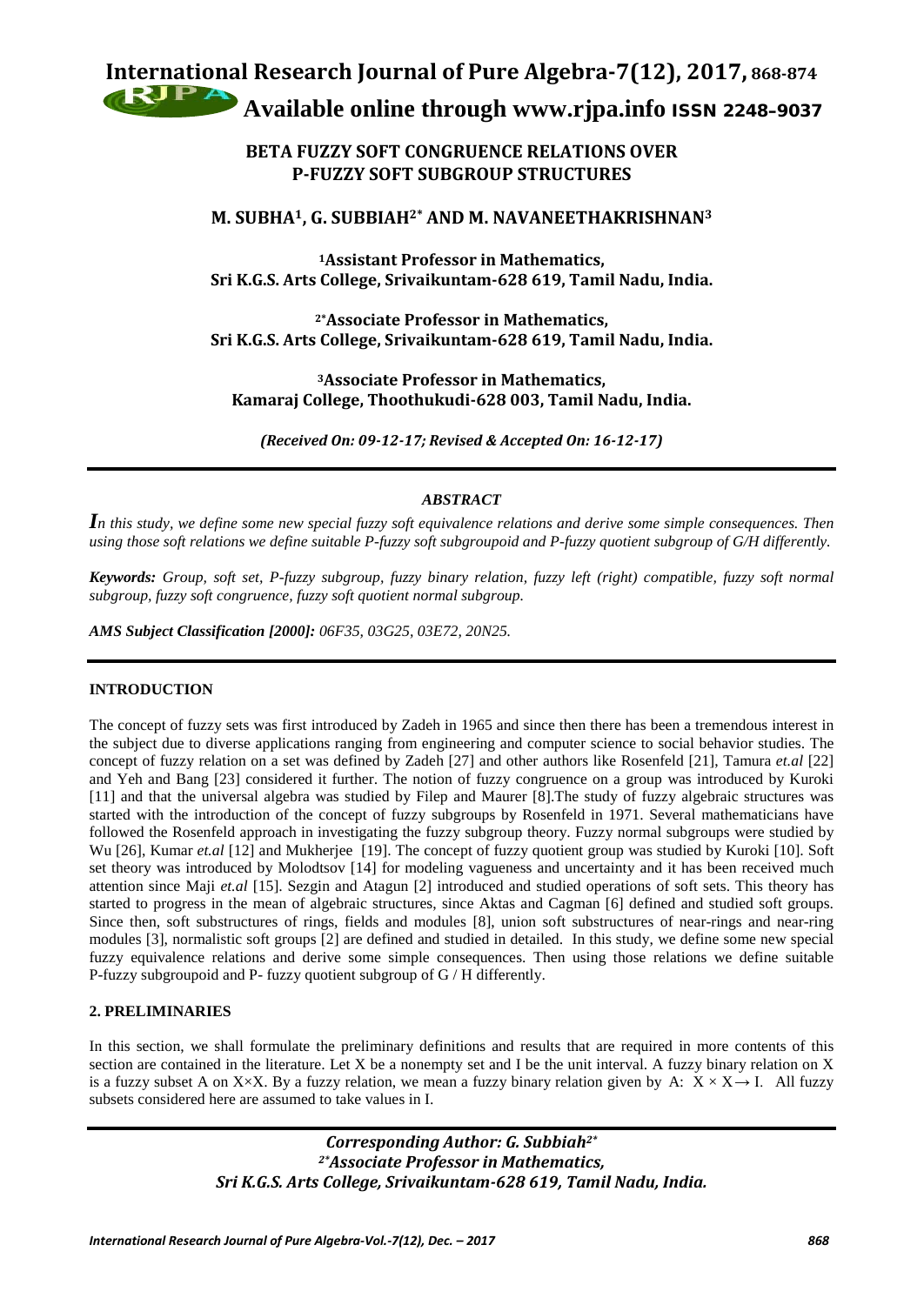# BETA FUZZY SOFT CONGRUENCE RELATIONS OVER P-FUZZY SOFT SUBGROUP STRUCTURES

**M. SUBHA[1], G. SUBBIAH[2*] AND M. NAVANEETHAKRISHNAN[3]**

**[1]Assistant Professor in Mathematics, Sri K.G.S. Arts College, Srivaikuntam-628 619, Tamil Nadu, India.**

**[2*]Associate Professor in Mathematics, Sri K.G.S. Arts College, Srivaikuntam-628 619, Tamil Nadu, India.**

**[3]Associate Professor in Mathematics, Kamaraj College, Thoothukudi-628 003, Tamil Nadu, India.**

***(Received On: 09-12-17; Revised & Accepted On: 16-12-17)***

## *ABSTRACT*

*In this study, we define some new special fuzzy soft equivalence relations and derive some simple consequences. Then using those soft relations we define suitable P-fuzzy soft subgroupoid and P-fuzzy quotient subgroup of G/H differently.*

***Keywords:*** *Group, soft set, P-fuzzy subgroup, fuzzy binary relation, fuzzy left (right) compatible, fuzzy soft normal subgroup, fuzzy soft congruence, fuzzy soft quotient normal subgroup.*

***AMS Subject Classification [2000]:*** *06F35, 03G25, 03E72, 20N25.*

## INTRODUCTION

The concept of fuzzy sets was first introduced by Zadeh in 1965 and since then there has been a tremendous interest in the subject due to diverse applications ranging from engineering and computer science to social behavior studies. The concept of fuzzy relation on a set was defined by Zadeh [27] and other authors like Rosenfeld [21], Tamura *et.al* [22] and Yeh and Bang [23] considered it further. The notion of fuzzy congruence on a group was introduced by Kuroki [11] and that the universal algebra was studied by Filep and Maurer [8].The study of fuzzy algebraic structures was started with the introduction of the concept of fuzzy subgroups by Rosenfeld in 1971. Several mathematicians have followed the Rosenfeld approach in investigating the fuzzy subgroup theory. Fuzzy normal subgroups were studied by Wu [26], Kumar *et.al* [12] and Mukherjee [19]. The concept of fuzzy quotient group was studied by Kuroki [10]. Soft set theory was introduced by Molodtsov [14] for modeling vagueness and uncertainty and it has been received much attention since Maji *et.al* [15]. Sezgin and Atagun [2] introduced and studied operations of soft sets. This theory has started to progress in the mean of algebraic structures, since Aktas and Cagman [6] defined and studied soft groups. Since then, soft substructures of rings, fields and modules [8], union soft substructures of near-rings and near-ring modules [3], normalistic soft groups [2] are defined and studied in detailed. In this study, we define some new special fuzzy equivalence relations and derive some simple consequences. Then using those relations we define suitable P-fuzzy subgroupoid and P- fuzzy quotient subgroup of G / H differently.

## 2. PRELIMINARIES

In this section, we shall formulate the preliminary definitions and results that are required in more contents of this section are contained in the literature. Let X be a nonempty set and I be the unit interval. A fuzzy binary relation on X is a fuzzy subset A on X×X. By a fuzzy relation, we mean a fuzzy binary relation given by A: $X \times X \rightarrow I$. All fuzzy subsets considered here are assumed to take values in I.

***Corresponding Author: G. Subbiah[2*]***
***[2*]Associate Professor in Mathematics,***
***Sri K.G.S. Arts College, Srivaikuntam-628 619, Tamil Nadu, India.***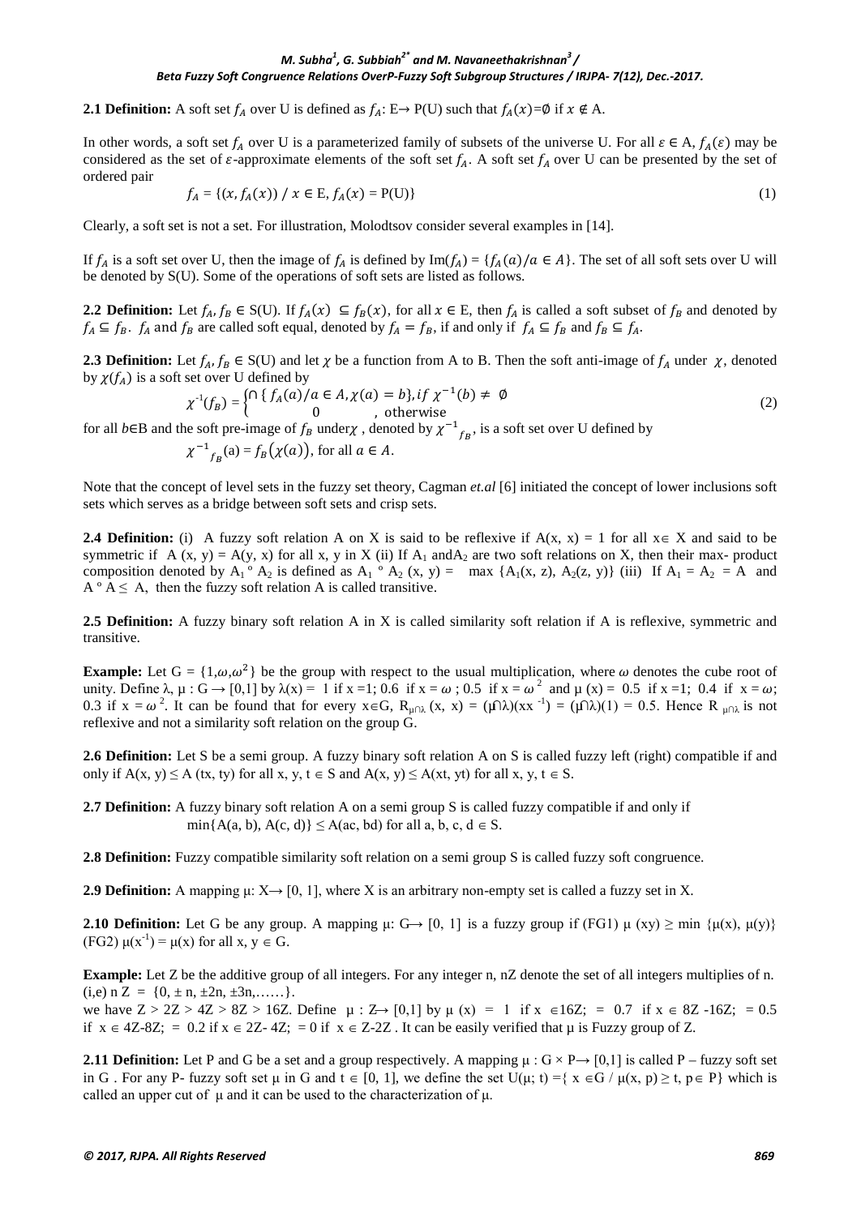**2.1 Definition:** A soft set $f_A$ over U is defined as $f_A$: E→ P(U) such that $f_A(x)$=∅ if $x \notin$ A.

In other words, a soft set $f_A$ over U is a parameterized family of subsets of the universe U. For all $\varepsilon \in$ A, $f_A(\varepsilon)$ may be considered as the set of $\varepsilon$-approximate elements of the soft set $f_A$. A soft set $f_A$ over U can be presented by the set of ordered pair

$$f_A = \{(x, f_A(x)) \,/\, x \in \text{E}, f_A(x) = \text{P(U)}\} \tag{1}$$

Clearly, a soft set is not a set. For illustration, Molodtsov consider several examples in [14].

If $f_A$ is a soft set over U, then the image of $f_A$ is defined by Im($f_A$) = $\{f_A(a)/a \in A\}$. The set of all soft sets over U will be denoted by S(U). Some of the operations of soft sets are listed as follows.

**2.2 Definition:** Let $f_A, f_B \in$ S(U). If $f_A(x) \subseteq f_B(x)$, for all $x \in$ E, then $f_A$ is called a soft subset of $f_B$ and denoted by $f_A \subseteq f_B$. $f_A$ and $f_B$ are called soft equal, denoted by $f_A = f_B$, if and only if $f_A \subseteq f_B$ and $f_B \subseteq f_A$.

**2.3 Definition:** Let $f_A, f_B \in$ S(U) and let $\chi$ be a function from A to B. Then the soft anti-image of $f_A$ under $\chi$, denoted by $\chi(f_A)$ is a soft set over U defined by

$$\chi^{-1}(f_B) = \begin{cases} \cap \{ f_A(a)/a \in A, \chi(a) = b\}, if\ \chi^{-1}(b) \neq \emptyset \\ 0 \qquad\qquad\qquad , \text{ otherwise} \end{cases} \tag{2}$$

for all $b \in$B and the soft pre-image of $f_B$ under$\chi$ , denoted by ${\chi^{-1}}_{f_B}$, is a soft set over U defined by

${\chi^{-1}}_{f_B}(\text{a}) = f_B(\chi(a))$, for all $a \in A$.

Note that the concept of level sets in the fuzzy set theory, Cagman *et.al* [6] initiated the concept of lower inclusions soft sets which serves as a bridge between soft sets and crisp sets.

**2.4 Definition:** (i) A fuzzy soft relation A on X is said to be reflexive if A(x, x) = 1 for all x∈ X and said to be symmetric if A (x, y) = A(y, x) for all x, y in X (ii) If $A_1$ and$A_2$ are two soft relations on X, then their max- product composition denoted by $A_1 \circ A_2$ is defined as $A_1 \circ A_2$ (x, y) = max $\{A_1(x, z), A_2(z, y)\}$ (iii) If $A_1 = A_2$ = A and A ° A ≤ A, then the fuzzy soft relation A is called transitive.

**2.5 Definition:** A fuzzy binary soft relation A in X is called similarity soft relation if A is reflexive, symmetric and transitive.

**Example:** Let G = $\{1,\omega,\omega^2\}$ be the group with respect to the usual multiplication, where $\omega$ denotes the cube root of unity. Define λ, μ : G → [0,1] by λ(x) = 1 if x =1; 0.6 if x = $\omega$ ; 0.5 if x = $\omega^2$ and μ (x) = 0.5 if x =1; 0.4 if x = $\omega$; 0.3 if x = $\omega^2$. It can be found that for every x∈G, $R_{\mu\cap\lambda}$ (x, x) = (μ∩λ)($xx^{-1}$) = (μ∩λ)(1) = 0.5. Hence $R_{\mu\cap\lambda}$ is not reflexive and not a similarity soft relation on the group G.

**2.6 Definition:** Let S be a semi group. A fuzzy binary soft relation A on S is called fuzzy left (right) compatible if and only if A(x, y) ≤ A (tx, ty) for all x, y, t ∈ S and A(x, y) ≤ A(xt, yt) for all x, y, t ∈ S.

**2.7 Definition:** A fuzzy binary soft relation A on a semi group S is called fuzzy compatible if and only if min{A(a, b), A(c, d)} ≤ A(ac, bd) for all a, b, c, d ∈ S.

**2.8 Definition:** Fuzzy compatible similarity soft relation on a semi group S is called fuzzy soft congruence.

**2.9 Definition:** A mapping μ: X→ [0, 1], where X is an arbitrary non-empty set is called a fuzzy set in X.

**2.10 Definition:** Let G be any group. A mapping μ: G→ [0, 1] is a fuzzy group if (FG1) μ (xy) ≥ min {μ(x), μ(y)} (FG2) μ($x^{-1}$) = μ(x) for all x, y ∈ G.

**Example:** Let Z be the additive group of all integers. For any integer n, nZ denote the set of all integers multiplies of n. (i,e) n Z = {0, ± n, ±2n, ±3n,……}.
we have Z > 2Z > 4Z > 8Z > 16Z. Define μ : Z→ [0,1] by μ (x) = 1 if x ∈16Z; = 0.7 if x ∈ 8Z -16Z; = 0.5 if x ∈ 4Z-8Z; = 0.2 if x ∈ 2Z- 4Z; = 0 if x ∈ Z-2Z . It can be easily verified that μ is Fuzzy group of Z.

**2.11 Definition:** Let P and G be a set and a group respectively. A mapping μ : G × P→ [0,1] is called P – fuzzy soft set in G . For any P- fuzzy soft set μ in G and t ∈ [0, 1], we define the set U(μ; t) ={ x ∈G / μ(x, p) ≥ t, p∈ P} which is called an upper cut of μ and it can be used to the characterization of μ.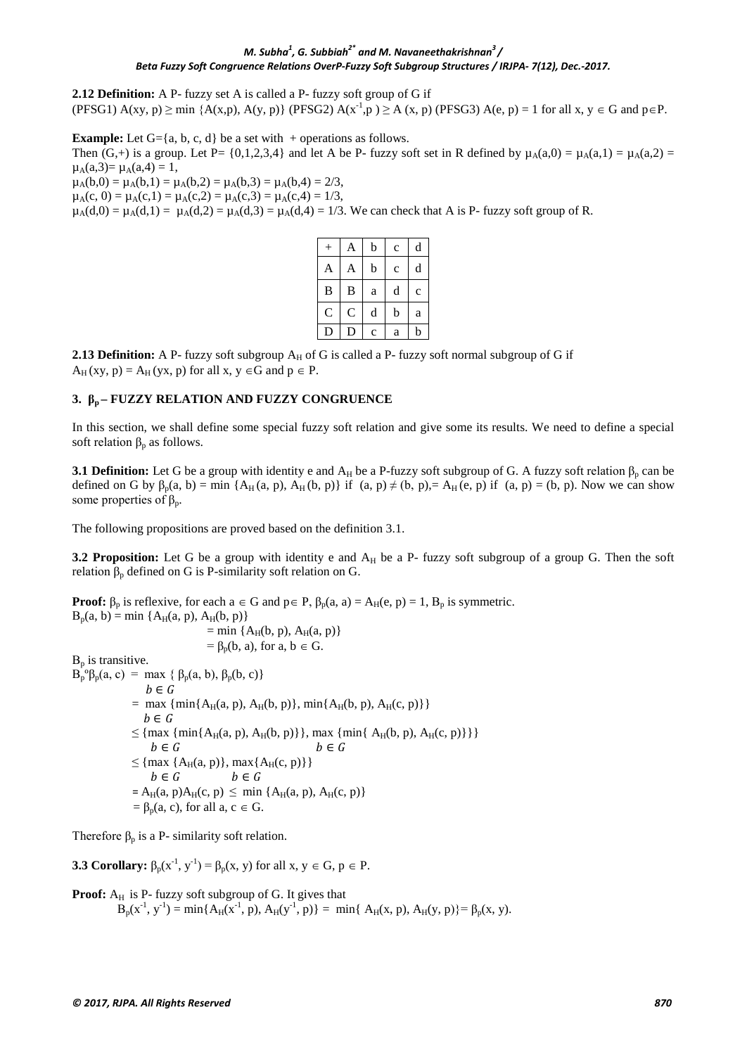**2.12 Definition:** A P- fuzzy set A is called a P- fuzzy soft group of G if
(PFSG1) $A(xy, p) \geq \min\{A(x,p), A(y, p)\}$ (PFSG2) $A(x^{-1},p) \geq A(x, p)$ (PFSG3) $A(e, p) = 1$ for all $x, y \in G$ and $p \in P$.

**Example:** Let G={a, b, c, d} be a set with + operations as follows.
Then (G,+) is a group. Let P= {0,1,2,3,4} and let A be P- fuzzy soft set in R defined by $\mu_A(a,0) = \mu_A(a,1) = \mu_A(a,2) = \mu_A(a,3) = \mu_A(a,4) = 1$,
$\mu_A(b,0) = \mu_A(b,1) = \mu_A(b,2) = \mu_A(b,3) = \mu_A(b,4) = 2/3$,
$\mu_A(c, 0) = \mu_A(c,1) = \mu_A(c,2) = \mu_A(c,3) = \mu_A(c,4) = 1/3$,
$\mu_A(d,0) = \mu_A(d,1) = \mu_A(d,2) = \mu_A(d,3) = \mu_A(d,4) = 1/3$. We can check that A is P- fuzzy soft group of R.

| + | A | b | c | d |
|---|---|---|---|---|
| A | A | b | c | d |
| B | B | a | d | c |
| C | C | d | b | a |
| D | D | c | a | b |

**2.13 Definition:** A P- fuzzy soft subgroup $A_H$ of G is called a P- fuzzy soft normal subgroup of G if $A_H(xy, p) = A_H(yx, p)$ for all $x, y \in G$ and $p \in P$.

## 3. $\beta_p$ – FUZZY RELATION AND FUZZY CONGRUENCE

In this section, we shall define some special fuzzy soft relation and give some its results. We need to define a special soft relation $\beta_p$ as follows.

**3.1 Definition:** Let G be a group with identity e and $A_H$ be a P-fuzzy soft subgroup of G. A fuzzy soft relation $\beta_p$ can be defined on G by $\beta_p(a, b) = \min\{A_H(a, p), A_H(b, p)\}$ if $(a, p) \neq (b, p)$,$= A_H(e, p)$ if $(a, p) = (b, p)$. Now we can show some properties of $\beta_p$.

The following propositions are proved based on the definition 3.1.

**3.2 Proposition:** Let G be a group with identity e and $A_H$ be a P- fuzzy soft subgroup of a group G. Then the soft relation $\beta_p$ defined on G is P-similarity soft relation on G.

**Proof:** $\beta_p$ is reflexive, for each $a \in G$ and $p \in P$, $\beta_p(a, a) = A_H(e, p) = 1$, $B_p$ is symmetric.

$$B_p(a, b) = \min\{A_H(a, p), A_H(b, p)\} = \min\{A_H(b, p), A_H(a, p)\} = \beta_p(b, a), \text{ for } a, b \in G.$$

$B_p$ is transitive.

$$\begin{aligned}
B_p{}^o\beta_p(a, c) &= \max_{b \in G}\{\beta_p(a, b), \beta_p(b, c)\} \\
&= \max_{b \in G}\{\min\{A_H(a, p), A_H(b, p)\}, \min\{A_H(b, p), A_H(c, p)\}\} \\
&\leq \{\max_{b \in G}\{\min\{A_H(a, p), A_H(b, p)\}\}, \max_{b \in G}\{\min\{A_H(b, p), A_H(c, p)\}\}\} \\
&\leq \{\max_{b \in G}\{A_H(a, p)\}, \max_{b \in G}\{A_H(c, p)\}\} \\
&= A_H(a, p)A_H(c, p) \leq \min\{A_H(a, p), A_H(c, p)\} \\
&= \beta_p(a, c), \text{ for all } a, c \in G.
\end{aligned}$$

Therefore $\beta_p$ is a P- similarity soft relation.

**3.3 Corollary:** $\beta_p(x^{-1}, y^{-1}) = \beta_p(x, y)$ for all $x, y \in G$, $p \in P$.

**Proof:** $A_H$ is P- fuzzy soft subgroup of G. It gives that

$$B_p(x^{-1}, y^{-1}) = \min\{A_H(x^{-1}, p), A_H(y^{-1}, p)\} = \min\{A_H(x, p), A_H(y, p)\} = \beta_p(x, y).$$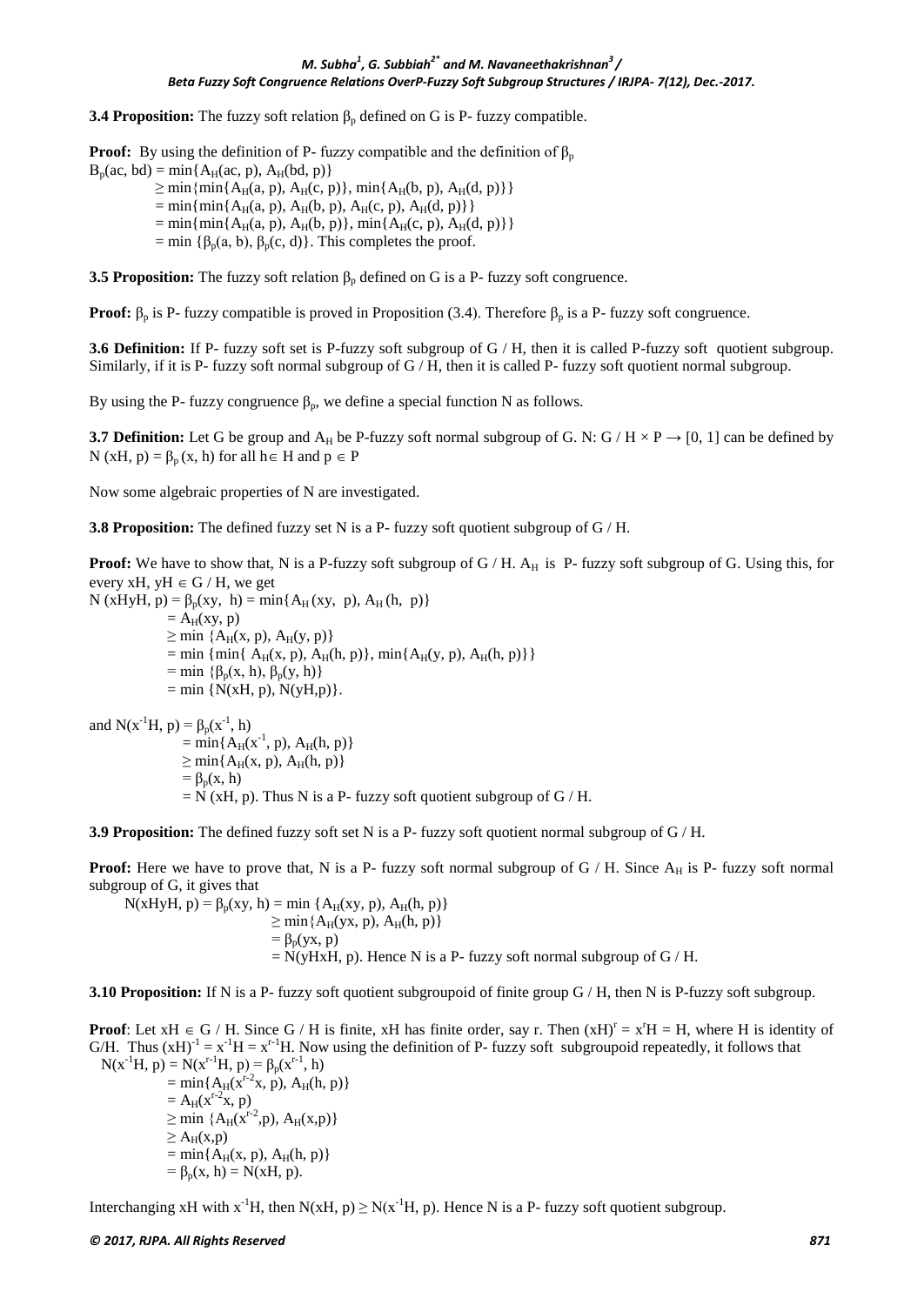**3.4 Proposition:** The fuzzy soft relation $\beta_p$ defined on G is P- fuzzy compatible.

**Proof:** By using the definition of P- fuzzy compatible and the definition of $\beta_p$

$$
\begin{aligned}
B_p(ac, bd) &= \min\{A_H(ac, p), A_H(bd, p)\} \\
&\geq \min\{\min\{A_H(a, p), A_H(c, p)\}, \min\{A_H(b, p), A_H(d, p)\}\} \\
&= \min\{\min\{A_H(a, p), A_H(b, p), A_H(c, p), A_H(d, p)\}\} \\
&= \min\{\min\{A_H(a, p), A_H(b, p)\}, \min\{A_H(c, p), A_H(d, p)\}\} \\
&= \min\{\beta_p(a, b), \beta_p(c, d)\}.
\end{aligned}
$$

This completes the proof.

**3.5 Proposition:** The fuzzy soft relation $\beta_p$ defined on G is a P- fuzzy soft congruence.

**Proof:** $\beta_p$ is P- fuzzy compatible is proved in Proposition (3.4). Therefore $\beta_p$ is a P- fuzzy soft congruence.

**3.6 Definition:** If P- fuzzy soft set is P-fuzzy soft subgroup of G / H, then it is called P-fuzzy soft quotient subgroup. Similarly, if it is P- fuzzy soft normal subgroup of G / H, then it is called P- fuzzy soft quotient normal subgroup.

By using the P- fuzzy congruence $\beta_p$, we define a special function N as follows.

**3.7 Definition:** Let G be group and $A_H$ be P-fuzzy soft normal subgroup of G. N: G / H × P → [0, 1] can be defined by $N(xH, p) = \beta_p(x, h)$ for all $h \in H$ and $p \in P$

Now some algebraic properties of N are investigated.

**3.8 Proposition:** The defined fuzzy set N is a P- fuzzy soft quotient subgroup of G / H.

**Proof:** We have to show that, N is a P-fuzzy soft subgroup of G / H. $A_H$ is P- fuzzy soft subgroup of G. Using this, for every xH, yH $\in$ G / H, we get

$$
\begin{aligned}
N(xHyH, p) &= \beta_p(xy, h) = \min\{A_H(xy, p), A_H(h, p)\} \\
&= A_H(xy, p) \\
&\geq \min\{A_H(x, p), A_H(y, p)\} \\
&= \min\{\min\{A_H(x, p), A_H(h, p)\}, \min\{A_H(y, p), A_H(h, p)\}\} \\
&= \min\{\beta_p(x, h), \beta_p(y, h)\} \\
&= \min\{N(xH, p), N(yH, p)\}.
\end{aligned}
$$

and

$$
\begin{aligned}
N(x^{-1}H, p) &= \beta_p(x^{-1}, h) \\
&= \min\{A_H(x^{-1}, p), A_H(h, p)\} \\
&\geq \min\{A_H(x, p), A_H(h, p)\} \\
&= \beta_p(x, h) \\
&= N(xH, p).
\end{aligned}
$$

Thus N is a P- fuzzy soft quotient subgroup of G / H.

**3.9 Proposition:** The defined fuzzy soft set N is a P- fuzzy soft quotient normal subgroup of G / H.

**Proof:** Here we have to prove that, N is a P- fuzzy soft normal subgroup of G / H. Since $A_H$ is P- fuzzy soft normal subgroup of G, it gives that

$$
\begin{aligned}
N(xHyH, p) = \beta_p(xy, h) &= \min\{A_H(xy, p), A_H(h, p)\} \\
&\geq \min\{A_H(yx, p), A_H(h, p)\} \\
&= \beta_p(yx, p) \\
&= N(yHxH, p).
\end{aligned}
$$

Hence N is a P- fuzzy soft normal subgroup of G / H.

**3.10 Proposition:** If N is a P- fuzzy soft quotient subgroupoid of finite group G / H, then N is P-fuzzy soft subgroup.

**Proof**: Let $xH \in G / H$. Since G / H is finite, xH has finite order, say r. Then $(xH)^r = x^rH = H$, where H is identity of G/H. Thus $(xH)^{-1} = x^{-1}H = x^{r-1}H$. Now using the definition of P- fuzzy soft subgroupoid repeatedly, it follows that

$$
\begin{aligned}
N(x^{-1}H, p) = N(x^{r-1}H, p) &= \beta_p(x^{r-1}, h) \\
&= \min\{A_H(x^{r-2}x, p), A_H(h, p)\} \\
&= A_H(x^{r-2}x, p) \\
&\geq \min\{A_H(x^{r-2}, p), A_H(x, p)\} \\
&\geq A_H(x, p) \\
&= \min\{A_H(x, p), A_H(h, p)\} \\
&= \beta_p(x, h) = N(xH, p).
\end{aligned}
$$

Interchanging xH with $x^{-1}H$, then $N(xH, p) \geq N(x^{-1}H, p)$. Hence N is a P- fuzzy soft quotient subgroup.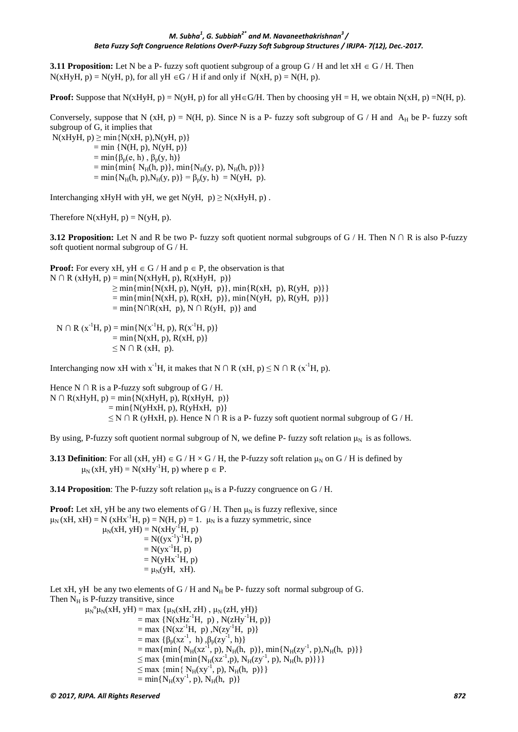**3.11 Proposition:** Let N be a P- fuzzy soft quotient subgroup of a group G / H and let $xH \in G / H$. Then $N(xHyH, p) = N(yH, p)$, for all $yH \in G / H$ if and only if $N(xH, p) = N(H, p)$.

**Proof:** Suppose that $N(xHyH, p) = N(yH, p)$ for all $yH \in G/H$. Then by choosing $yH = H$, we obtain $N(xH, p) = N(H, p)$.

Conversely, suppose that $N(xH, p) = N(H, p)$. Since N is a P- fuzzy soft subgroup of G / H and $A_H$ be P- fuzzy soft subgroup of G, it implies that

$$
\begin{aligned}
N(xHyH, p) &\geq \min\{N(xH, p), N(yH, p)\} \\
&= \min\{N(H, p), N(yH, p)\} \\
&= \min\{\beta_p(e, h), \beta_p(y, h)\} \\
&= \min\{\min\{N_H(h, p)\}, \min\{N_H(y, p), N_H(h, p)\}\} \\
&= \min\{N_H(h, p), N_H(y, p)\} = \beta_p(y, h) = N(yH, p).
\end{aligned}
$$

Interchanging xHyH with yH, we get $N(yH, p) \geq N(xHyH, p)$.

Therefore $N(xHyH, p) = N(yH, p)$.

**3.12 Proposition:** Let N and R be two P- fuzzy soft quotient normal subgroups of G / H. Then $N \cap R$ is also P-fuzzy soft quotient normal subgroup of G / H.

**Proof:** For every $xH, yH \in G / H$ and $p \in P$, the observation is that

$$
\begin{aligned}
N \cap R(xHyH, p) &= \min\{N(xHyH, p), R(xHyH, p)\} \\
&\geq \min\{\min\{N(xH, p), N(yH, p)\}, \min\{R(xH, p), R(yH, p)\}\} \\
&= \min\{\min\{N(xH, p), R(xH, p)\}, \min\{N(yH, p), R(yH, p)\}\} \\
&= \min\{N \cap R(xH, p), N \cap R(yH, p)\} \text{ and}
\end{aligned}
$$

$$
\begin{aligned}
N \cap R(x^{-1}H, p) &= \min\{N(x^{-1}H, p), R(x^{-1}H, p)\} \\
&= \min\{N(xH, p), R(xH, p)\} \\
&\leq N \cap R(xH, p).
\end{aligned}
$$

Interchanging now xH with $x^{-1}H$, it makes that $N \cap R(xH, p) \leq N \cap R(x^{-1}H, p)$.

Hence $N \cap R$ is a P-fuzzy soft subgroup of G / H.

$$
\begin{aligned}
N \cap R(xHyH, p) &= \min\{N(xHyH, p), R(xHyH, p)\} \\
&= \min\{N(yHxH, p), R(yHxH, p)\} \\
&\leq N \cap R(yHxH, p).
\end{aligned}
$$

Hence $N \cap R$ is a P- fuzzy soft quotient normal subgroup of G / H.

By using, P-fuzzy soft quotient normal subgroup of N, we define P- fuzzy soft relation $\mu_N$ is as follows.

**3.13 Definition**: For all $(xH, yH) \in G / H \times G / H$, the P-fuzzy soft relation $\mu_N$ on G / H is defined by $\mu_N(xH, yH) = N(xHy^{-1}H, p)$ where $p \in P$.

**3.14 Proposition**: The P-fuzzy soft relation $\mu_N$ is a P-fuzzy congruence on G / H.

**Proof:** Let xH, yH be any two elements of G / H. Then $\mu_N$ is fuzzy reflexive, since $\mu_N(xH, xH) = N(xHx^{-1}H, p) = N(H, p) = 1$. $\mu_N$ is a fuzzy symmetric, since

$$
\begin{aligned}
\mu_N(xH, yH) &= N(xHy^{-1}H, p) \\
&= N((yx^{-1})^{-1}H, p) \\
&= N(yx^{-1}H, p) \\
&= N(yHx^{-1}H, p) \\
&= \mu_N(yH, xH).
\end{aligned}
$$

Let xH, yH be any two elements of G / H and $N_H$ be P- fuzzy soft normal subgroup of G.
Then $N_H$ is P-fuzzy transitive, since

$$
\begin{aligned}
\mu_N \circ \mu_N(xH, yH) &= \max\{\mu_N(xH, zH), \mu_N(zH, yH)\} \\
&= \max\{N(xHz^{-1}H, p), N(zHy^{-1}H, p)\} \\
&= \max\{N(xz^{-1}H, p), N(zy^{-1}H, p)\} \\
&= \max\{\beta_p(xz^{-1}, h), \beta_p(zy^{-1}, h)\} \\
&= \max\{\min\{N_H(xz^{-1}, p), N_H(h, p)\}, \min\{N_H(zy^{-1}, p), N_H(h, p)\}\} \\
&\leq \max\{\min\{\min\{N_H(xz^{-1}, p), N_H(zy^{-1}, p), N_H(h, p)\}\}\} \\
&\leq \max\{\min\{N_H(xy^{-1}, p), N_H(h, p)\}\} \\
&= \min\{N_H(xy^{-1}, p), N_H(h, p)\}
\end{aligned}
$$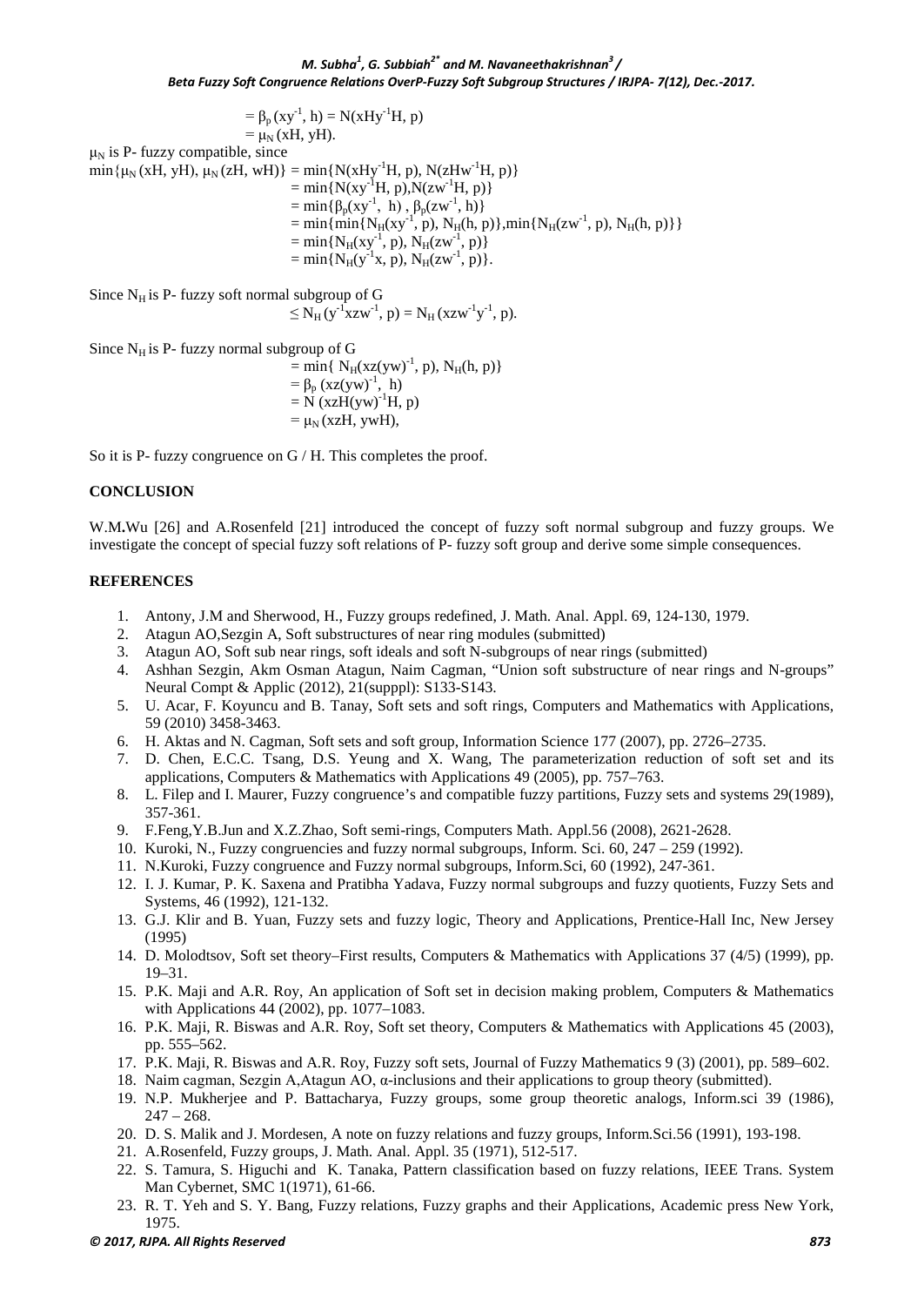$= \beta_p (xy^{-1}, h) = N(xHy^{-1}H, p)$
$= \mu_N (xH, yH).$

$\mu_N$ is P- fuzzy compatible, since

$$\begin{aligned}
\min\{\mu_N (xH, yH), \mu_N (zH, wH)\} &= \min\{N(xHy^{-1}H, p), N(zHw^{-1}H, p)\} \\
&= \min\{N(xy^{-1}H, p), N(zw^{-1}H, p)\} \\
&= \min\{\beta_p(xy^{-1}, h), \beta_p(zw^{-1}, h)\} \\
&= \min\{\min\{N_H(xy^{-1}, p), N_H(h, p)\}, \min\{N_H(zw^{-1}, p), N_H(h, p)\}\} \\
&= \min\{N_H(xy^{-1}, p), N_H(zw^{-1}, p)\} \\
&= \min\{N_H(y^{-1}x, p), N_H(zw^{-1}, p)\}.
\end{aligned}$$

Since $N_H$ is P- fuzzy soft normal subgroup of G

$$\leq N_H (y^{-1}xzw^{-1}, p) = N_H (xzw^{-1}y^{-1}, p).$$

Since $N_H$ is P- fuzzy normal subgroup of G

$$\begin{aligned}
&= \min\{ N_H(xz(yw)^{-1}, p), N_H(h, p)\} \\
&= \beta_p (xz(yw)^{-1}, h) \\
&= N (xzH(yw)^{-1}H, p) \\
&= \mu_N (xzH, ywH),
\end{aligned}$$

So it is P- fuzzy congruence on G / H. This completes the proof.

## CONCLUSION

W.M**.**Wu [26] and A.Rosenfeld [21] introduced the concept of fuzzy soft normal subgroup and fuzzy groups. We investigate the concept of special fuzzy soft relations of P- fuzzy soft group and derive some simple consequences.

## REFERENCES

1. Antony, J.M and Sherwood, H., Fuzzy groups redefined, J. Math. Anal. Appl. 69, 124-130, 1979.
2. Atagun AO,Sezgin A, Soft substructures of near ring modules (submitted)
3. Atagun AO, Soft sub near rings, soft ideals and soft N-subgroups of near rings (submitted)
4. Ashhan Sezgin, Akm Osman Atagun, Naim Cagman, "Union soft substructure of near rings and N-groups" Neural Compt & Applic (2012), 21(supppl): S133-S143.
5. U. Acar, F. Koyuncu and B. Tanay, Soft sets and soft rings, Computers and Mathematics with Applications, 59 (2010) 3458-3463.
6. H. Aktas and N. Cagman, Soft sets and soft group, Information Science 177 (2007), pp. 2726–2735.
7. D. Chen, E.C.C. Tsang, D.S. Yeung and X. Wang, The parameterization reduction of soft set and its applications, Computers & Mathematics with Applications 49 (2005), pp. 757–763.
8. L. Filep and I. Maurer, Fuzzy congruence's and compatible fuzzy partitions, Fuzzy sets and systems 29(1989), 357-361.
9. F.Feng,Y.B.Jun and X.Z.Zhao, Soft semi-rings, Computers Math. Appl.56 (2008), 2621-2628.
10. Kuroki, N., Fuzzy congruencies and fuzzy normal subgroups, Inform. Sci. 60, 247 – 259 (1992).
11. N.Kuroki, Fuzzy congruence and Fuzzy normal subgroups, Inform.Sci, 60 (1992), 247-361.
12. I. J. Kumar, P. K. Saxena and Pratibha Yadava, Fuzzy normal subgroups and fuzzy quotients, Fuzzy Sets and Systems, 46 (1992), 121-132.
13. G.J. Klir and B. Yuan, Fuzzy sets and fuzzy logic, Theory and Applications, Prentice-Hall Inc, New Jersey (1995)
14. D. Molodtsov, Soft set theory–First results, Computers & Mathematics with Applications 37 (4/5) (1999), pp. 19–31.
15. P.K. Maji and A.R. Roy, An application of Soft set in decision making problem, Computers & Mathematics with Applications 44 (2002), pp. 1077–1083.
16. P.K. Maji, R. Biswas and A.R. Roy, Soft set theory, Computers & Mathematics with Applications 45 (2003), pp. 555–562.
17. P.K. Maji, R. Biswas and A.R. Roy, Fuzzy soft sets, Journal of Fuzzy Mathematics 9 (3) (2001), pp. 589–602.
18. Naim cagman, Sezgin A,Atagun AO, α-inclusions and their applications to group theory (submitted).
19. N.P. Mukherjee and P. Battacharya, Fuzzy groups, some group theoretic analogs, Inform.sci 39 (1986), 247 – 268.
20. D. S. Malik and J. Mordesen, A note on fuzzy relations and fuzzy groups, Inform.Sci.56 (1991), 193-198.
21. A.Rosenfeld, Fuzzy groups, J. Math. Anal. Appl. 35 (1971), 512-517.
22. S. Tamura, S. Higuchi and K. Tanaka, Pattern classification based on fuzzy relations, IEEE Trans. System Man Cybernet, SMC 1(1971), 61-66.
23. R. T. Yeh and S. Y. Bang, Fuzzy relations, Fuzzy graphs and their Applications, Academic press New York, 1975.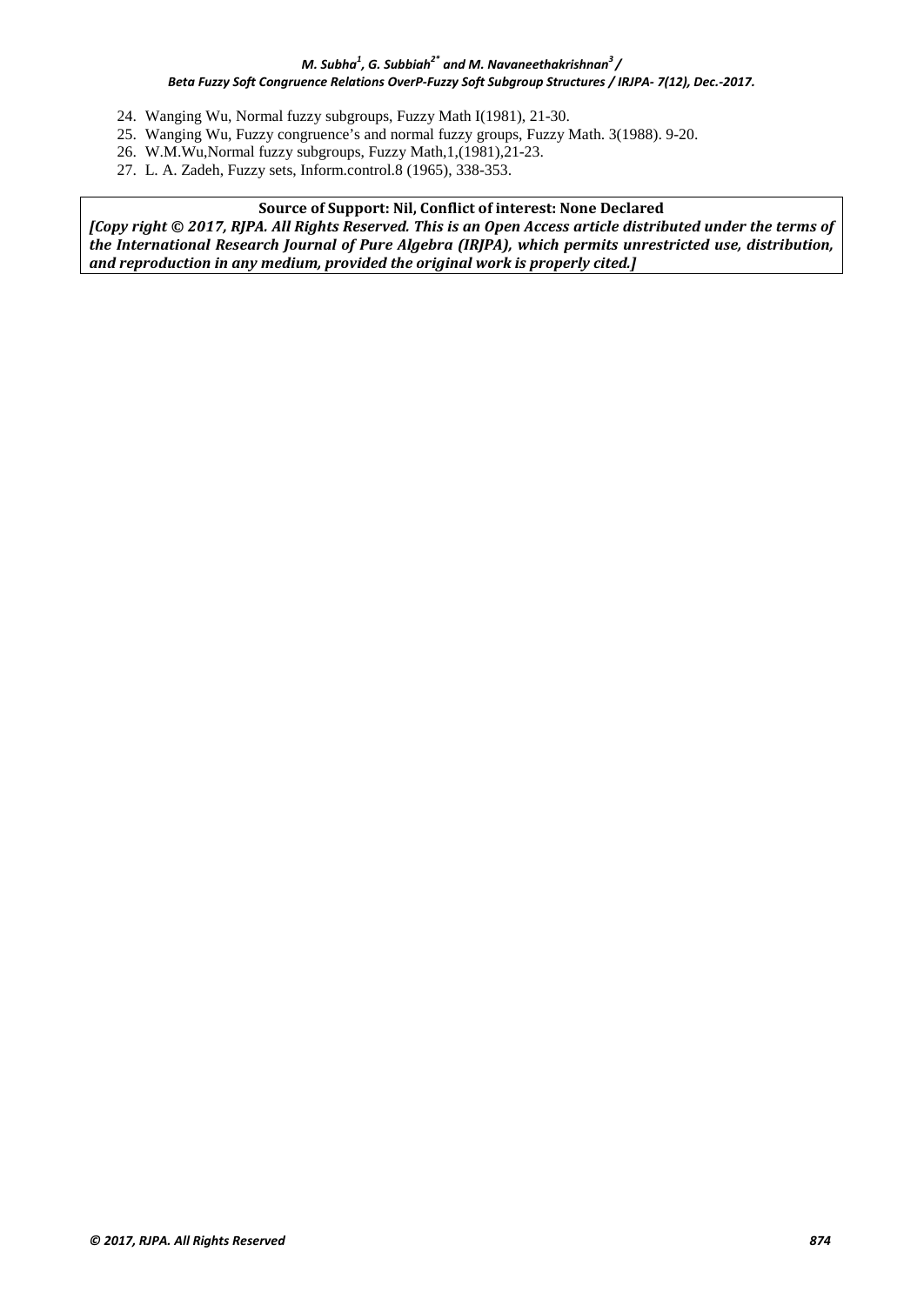24. Wanging Wu, Normal fuzzy subgroups, Fuzzy Math I(1981), 21-30.
25. Wanging Wu, Fuzzy congruence's and normal fuzzy groups, Fuzzy Math. 3(1988). 9-20.
26. W.M.Wu,Normal fuzzy subgroups, Fuzzy Math,1,(1981),21-23.
27. L. A. Zadeh, Fuzzy sets, Inform.control.8 (1965), 338-353.

**Source of Support: Nil, Conflict of interest: None Declared**

***[Copy right © 2017, RJPA. All Rights Reserved. This is an Open Access article distributed under the terms of the International Research Journal of Pure Algebra (IRJPA), which permits unrestricted use, distribution, and reproduction in any medium, provided the original work is properly cited.]***